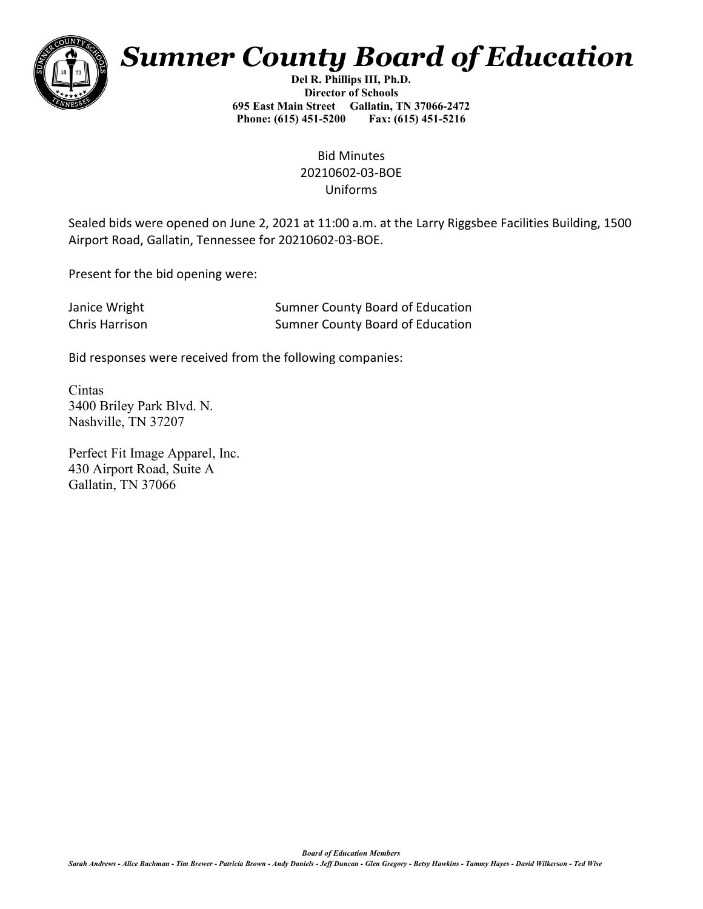# *Sumner County Board of Education*

**Del R. Phillips III, Ph.D.**
**Director of Schools**
**695 East Main Street  Gallatin, TN 37066-2472**
**Phone: (615) 451-5200  Fax: (615) 451-5216**

Bid Minutes
20210602-03-BOE
Uniforms

Sealed bids were opened on June 2, 2021 at 11:00 a.m. at the Larry Riggsbee Facilities Building, 1500 Airport Road, Gallatin, Tennessee for 20210602-03-BOE.

Present for the bid opening were:

| | |
|---|---|
| Janice Wright | Sumner County Board of Education |
| Chris Harrison | Sumner County Board of Education |

Bid responses were received from the following companies:

Cintas
3400 Briley Park Blvd. N.
Nashville, TN 37207

Perfect Fit Image Apparel, Inc.
430 Airport Road, Suite A
Gallatin, TN 37066

***Board of Education Members***
*Sarah Andrews - Alice Bachman - Tim Brewer - Patricia Brown - Andy Daniels - Jeff Duncan - Glen Gregory - Betsy Hawkins - Tammy Hayes - David Wilkerson - Ted Wise*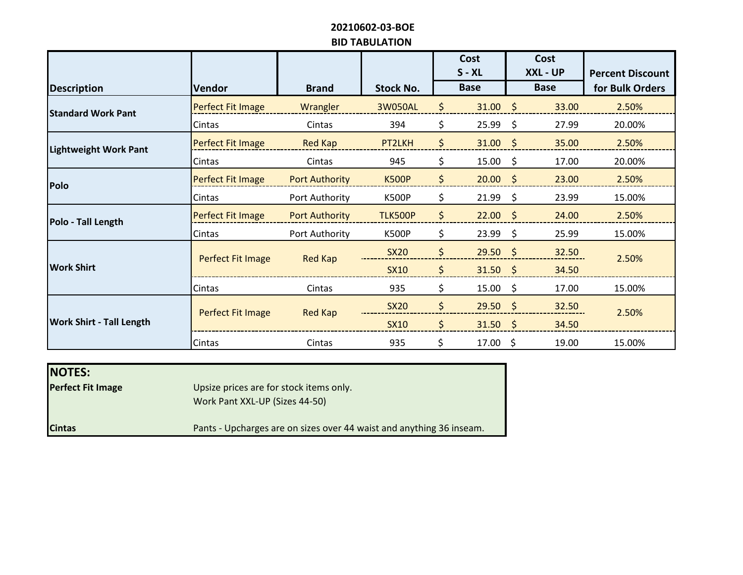**20210602-03-BOE**
**BID TABULATION**

| Description | Vendor | Brand | Stock No. | Cost S - XL Base | Cost XXL - UP Base | Percent Discount for Bulk Orders |
|---|---|---|---|---|---|---|
| **Standard Work Pant** | Perfect Fit Image | Wrangler | 3W050AL | $ 31.00 | $ 33.00 | 2.50% |
| | Cintas | Cintas | 394 | $ 25.99 | $ 27.99 | 20.00% |
| **Lightweight Work Pant** | Perfect Fit Image | Red Kap | PT2LKH | $ 31.00 | $ 35.00 | 2.50% |
| | Cintas | Cintas | 945 | $ 15.00 | $ 17.00 | 20.00% |
| **Polo** | Perfect Fit Image | Port Authority | K500P | $ 20.00 | $ 23.00 | 2.50% |
| | Cintas | Port Authority | K500P | $ 21.99 | $ 23.99 | 15.00% |
| **Polo - Tall Length** | Perfect Fit Image | Port Authority | TLK500P | $ 22.00 | $ 24.00 | 2.50% |
| | Cintas | Port Authority | K500P | $ 23.99 | $ 25.99 | 15.00% |
| **Work Shirt** | Perfect Fit Image | Red Kap | SX20 | $ 29.50 | $ 32.50 | 2.50% |
| | | | SX10 | $ 31.50 | $ 34.50 | |
| | Cintas | Cintas | 935 | $ 15.00 | $ 17.00 | 15.00% |
| **Work Shirt - Tall Length** | Perfect Fit Image | Red Kap | SX20 | $ 29.50 | $ 32.50 | 2.50% |
| | | | SX10 | $ 31.50 | $ 34.50 | |
| | Cintas | Cintas | 935 | $ 17.00 | $ 19.00 | 15.00% |

**NOTES:**

| | |
|---|---|
| **Perfect Fit Image** | Upsize prices are for stock items only. |
| | Work Pant XXL-UP (Sizes 44-50) |
| **Cintas** | Pants - Upcharges are on sizes over 44 waist and anything 36 inseam. |